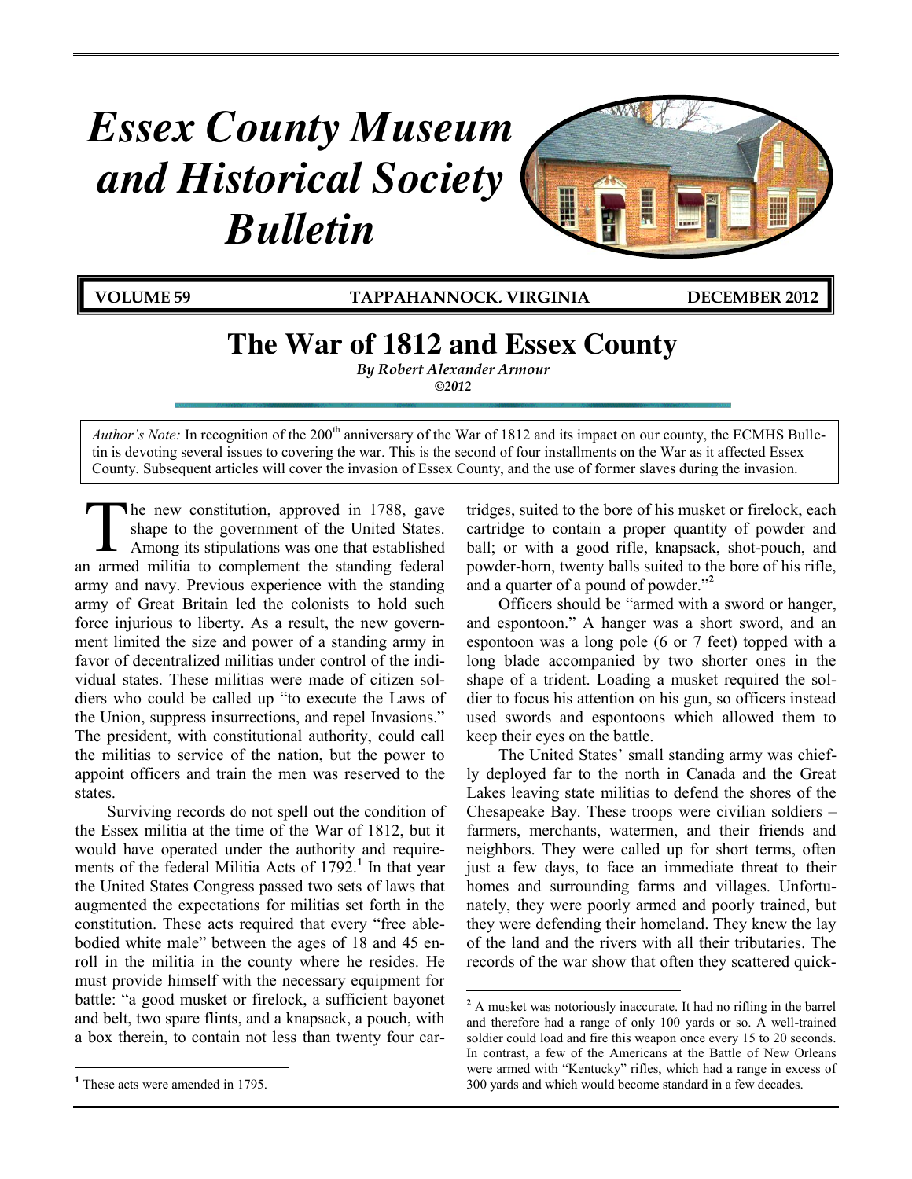# Essex County Museum and Historical Society Bulletin

**VOLUME 59 — TAPPAHANNOCK, VIRGINIA — DECEMBER 2012**

## The War of 1812 and Essex County

*By Robert Alexander Armour*

*©2012*

*Author's Note:* In recognition of the 200th anniversary of the War of 1812 and its impact on our county, the ECMHS Bulletin is devoting several issues to covering the war. This is the second of four installments on the War as it affected Essex County. Subsequent articles will cover the invasion of Essex County, and the use of former slaves during the invasion.

The new constitution, approved in 1788, gave shape to the government of the United States. Among its stipulations was one that established an armed militia to complement the standing federal army and navy. Previous experience with the standing army of Great Britain led the colonists to hold such force injurious to liberty. As a result, the new government limited the size and power of a standing army in favor of decentralized militias under control of the individual states. These militias were made of citizen soldiers who could be called up "to execute the Laws of the Union, suppress insurrections, and repel Invasions." The president, with constitutional authority, could call the militias to service of the nation, but the power to appoint officers and train the men was reserved to the states.

Surviving records do not spell out the condition of the Essex militia at the time of the War of 1812, but it would have operated under the authority and requirements of the federal Militia Acts of 1792.[1] In that year the United States Congress passed two sets of laws that augmented the expectations for militias set forth in the constitution. These acts required that every "free able-bodied white male" between the ages of 18 and 45 enroll in the militia in the county where he resides. He must provide himself with the necessary equipment for battle: "a good musket or firelock, a sufficient bayonet and belt, two spare flints, and a knapsack, a pouch, with a box therein, to contain not less than twenty four cartridges, suited to the bore of his musket or firelock, each cartridge to contain a proper quantity of powder and ball; or with a good rifle, knapsack, shot-pouch, and powder-horn, twenty balls suited to the bore of his rifle, and a quarter of a pound of powder."[2]

Officers should be "armed with a sword or hanger, and espontoon." A hanger was a short sword, and an espontoon was a long pole (6 or 7 feet) topped with a long blade accompanied by two shorter ones in the shape of a trident. Loading a musket required the soldier to focus his attention on his gun, so officers instead used swords and espontoons which allowed them to keep their eyes on the battle.

The United States' small standing army was chiefly deployed far to the north in Canada and the Great Lakes leaving state militias to defend the shores of the Chesapeake Bay. These troops were civilian soldiers – farmers, merchants, watermen, and their friends and neighbors. They were called up for short terms, often just a few days, to face an immediate threat to their homes and surrounding farms and villages. Unfortunately, they were poorly armed and poorly trained, but they were defending their homeland. They knew the lay of the land and the rivers with all their tributaries. The records of the war show that often they scattered quick-

---

[1] These acts were amended in 1795.

[2] A musket was notoriously inaccurate. It had no rifling in the barrel and therefore had a range of only 100 yards or so. A well-trained soldier could load and fire this weapon once every 15 to 20 seconds. In contrast, a few of the Americans at the Battle of New Orleans were armed with "Kentucky" rifles, which had a range in excess of 300 yards and which would become standard in a few decades.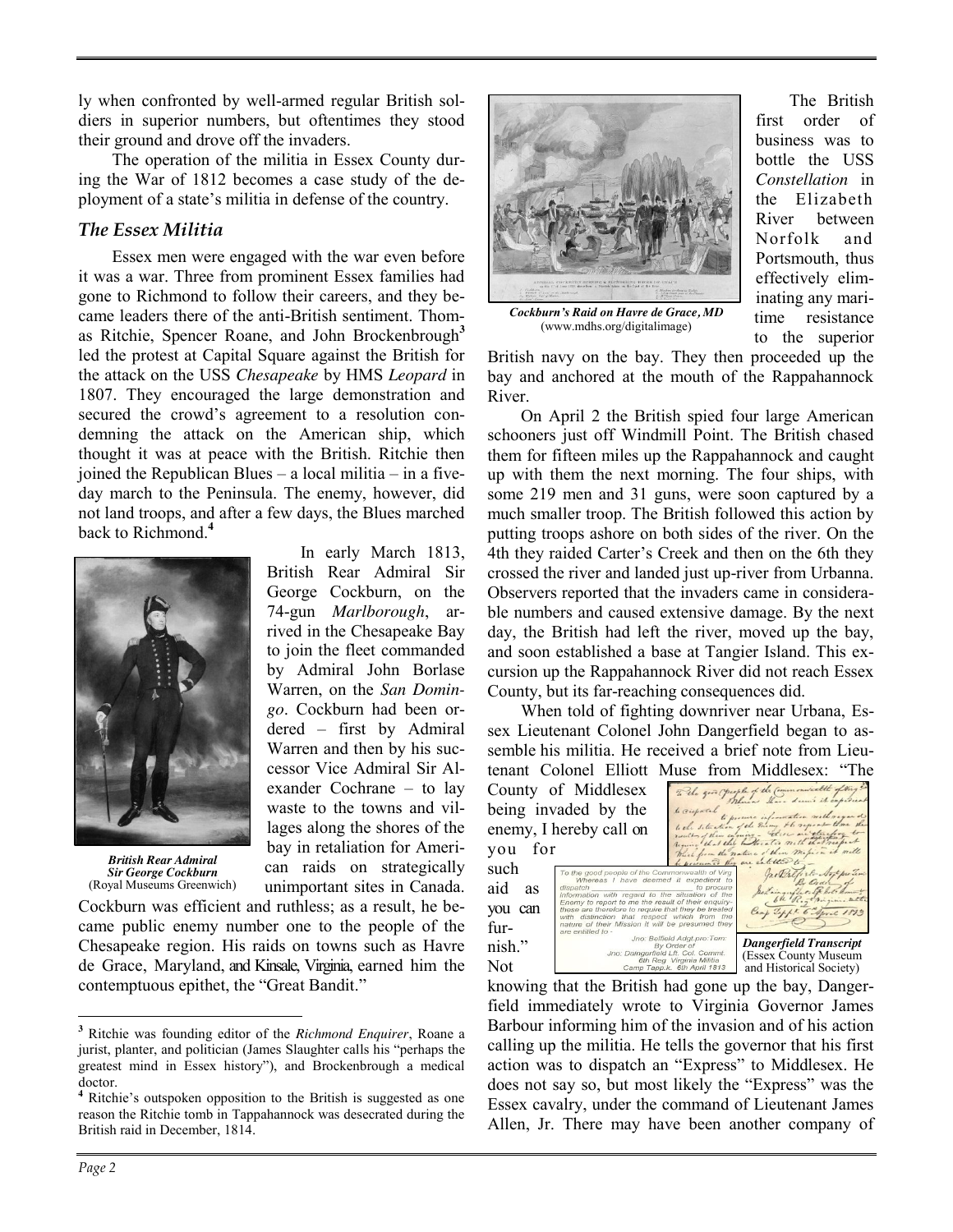ly when confronted by well-armed regular British soldiers in superior numbers, but oftentimes they stood their ground and drove off the invaders.

The operation of the militia in Essex County during the War of 1812 becomes a case study of the deployment of a state's militia in defense of the country.

### *The Essex Militia*

Essex men were engaged with the war even before it was a war. Three from prominent Essex families had gone to Richmond to follow their careers, and they became leaders there of the anti-British sentiment. Thomas Ritchie, Spencer Roane, and John Brockenbrough[3] led the protest at Capital Square against the British for the attack on the USS *Chesapeake* by HMS *Leopard* in 1807. They encouraged the large demonstration and secured the crowd's agreement to a resolution condemning the attack on the American ship, which thought it was at peace with the British. Ritchie then joined the Republican Blues – a local militia – in a five-day march to the Peninsula. The enemy, however, did not land troops, and after a few days, the Blues marched back to Richmond.[4]

***British Rear Admiral Sir George Cockburn*** (Royal Museums Greenwich)

In early March 1813, British Rear Admiral Sir George Cockburn, on the 74-gun *Marlborough*, arrived in the Chesapeake Bay to join the fleet commanded by Admiral John Borlase Warren, on the *San Domingo*. Cockburn had been ordered – first by Admiral Warren and then by his successor Vice Admiral Sir Alexander Cochrane – to lay waste to the towns and villages along the shores of the bay in retaliation for American raids on strategically unimportant sites in Canada. Cockburn was efficient and ruthless; as a result, he became public enemy number one to the people of the Chesapeake region. His raids on towns such as Havre de Grace, Maryland, and Kinsale, Virginia, earned him the contemptuous epithet, the "Great Bandit."

***Cockburn's Raid on Havre de Grace, MD*** (www.mdhs.org/digitalimage)

The British first order of business was to bottle the USS *Constellation* in the Elizabeth River between Norfolk and Portsmouth, thus effectively eliminating any maritime resistance to the superior British navy on the bay. They then proceeded up the bay and anchored at the mouth of the Rappahannock River.

On April 2 the British spied four large American schooners just off Windmill Point. The British chased them for fifteen miles up the Rappahannock and caught up with them the next morning. The four ships, with some 219 men and 31 guns, were soon captured by a much smaller troop. The British followed this action by putting troops ashore on both sides of the river. On the 4th they raided Carter's Creek and then on the 6th they crossed the river and landed just up-river from Urbanna. Observers reported that the invaders came in considerable numbers and caused extensive damage. By the next day, the British had left the river, moved up the bay, and soon established a base at Tangier Island. This excursion up the Rappahannock River did not reach Essex County, but its far-reaching consequences did.

When told of fighting downriver near Urbana, Essex Lieutenant Colonel John Dangerfield began to assemble his militia. He received a brief note from Lieutenant Colonel Elliott Muse from Middlesex: "The County of Middlesex being invaded by the enemy, I hereby call on you for such aid as you can furnish." Not knowing that the British had gone up the bay, Dangerfield immediately wrote to Virginia Governor James Barbour informing him of the invasion and of his action calling up the militia. He tells the governor that his first action was to dispatch an "Express" to Middlesex. He does not say so, but most likely the "Express" was the Essex cavalry, under the command of Lieutenant James Allen, Jr. There may have been another company of

> To the good people of the Commonwealth of Virg
> Whereas I have deemed it expedient to dispatch \_\_\_\_\_\_\_\_\_\_\_\_ to procure information with regard to the situation of the Enemy to report to me the result of their enquiry- these are therefore to require that they be treated with distinction that respect which from the nature of their Mission it will be presumed they are entitled to -
> Jno: Belfield Adgt.pro:Tem:
> By Order of
> Jno: Dangerfield Lt. Col. Commt.
> 6th Reg Virginia Militia
> Camp Tapp.k. 6th April 1813

***Dangerfield Transcript*** (Essex County Museum and Historical Society)

---

[3] Ritchie was founding editor of the *Richmond Enquirer*, Roane a jurist, planter, and politician (James Slaughter calls his "perhaps the greatest mind in Essex history"), and Brockenbrough a medical doctor.

[4] Ritchie's outspoken opposition to the British is suggested as one reason the Ritchie tomb in Tappahannock was desecrated during the British raid in December, 1814.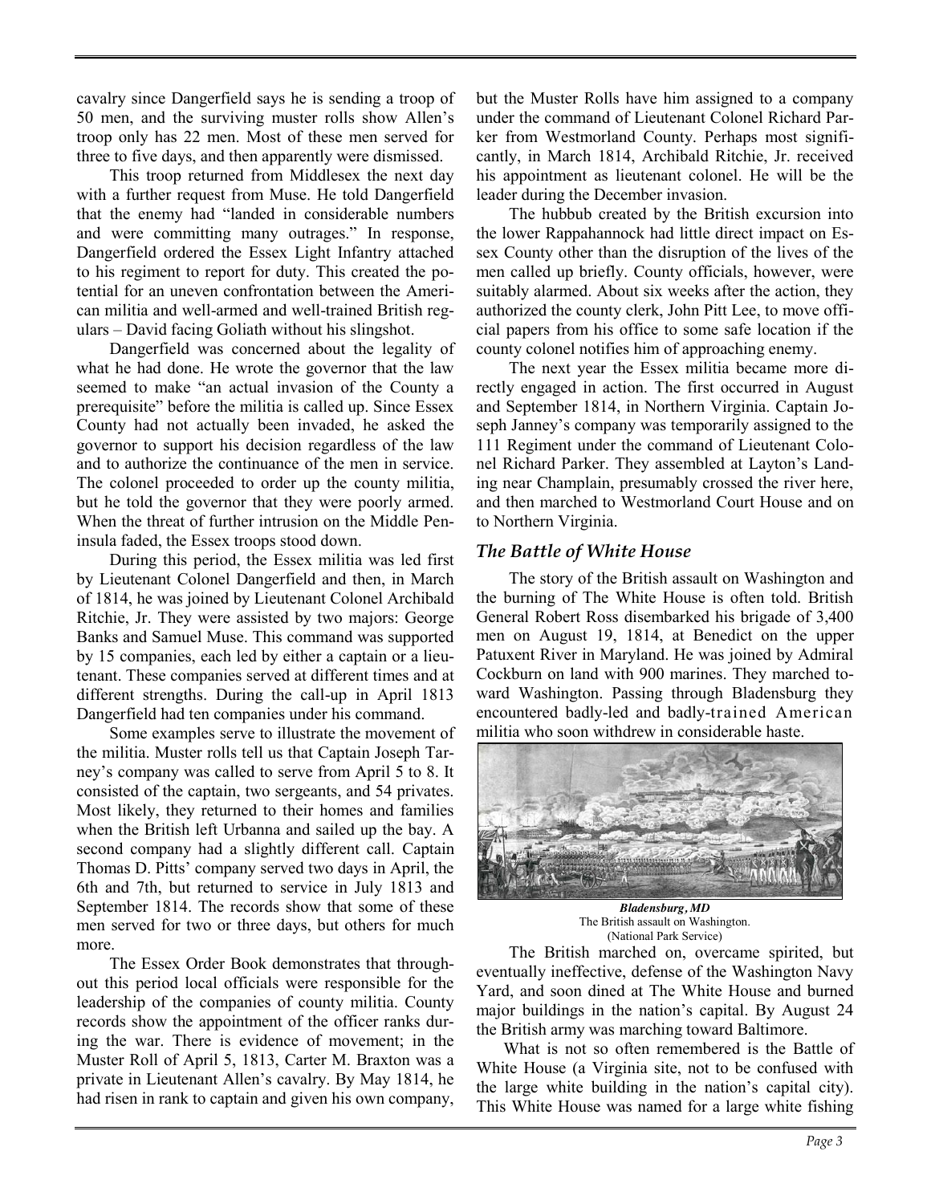cavalry since Dangerfield says he is sending a troop of 50 men, and the surviving muster rolls show Allen's troop only has 22 men. Most of these men served for three to five days, and then apparently were dismissed.

This troop returned from Middlesex the next day with a further request from Muse. He told Dangerfield that the enemy had "landed in considerable numbers and were committing many outrages." In response, Dangerfield ordered the Essex Light Infantry attached to his regiment to report for duty. This created the potential for an uneven confrontation between the American militia and well-armed and well-trained British regulars – David facing Goliath without his slingshot.

Dangerfield was concerned about the legality of what he had done. He wrote the governor that the law seemed to make "an actual invasion of the County a prerequisite" before the militia is called up. Since Essex County had not actually been invaded, he asked the governor to support his decision regardless of the law and to authorize the continuance of the men in service. The colonel proceeded to order up the county militia, but he told the governor that they were poorly armed. When the threat of further intrusion on the Middle Peninsula faded, the Essex troops stood down.

During this period, the Essex militia was led first by Lieutenant Colonel Dangerfield and then, in March of 1814, he was joined by Lieutenant Colonel Archibald Ritchie, Jr. They were assisted by two majors: George Banks and Samuel Muse. This command was supported by 15 companies, each led by either a captain or a lieutenant. These companies served at different times and at different strengths. During the call-up in April 1813 Dangerfield had ten companies under his command.

Some examples serve to illustrate the movement of the militia. Muster rolls tell us that Captain Joseph Tarney's company was called to serve from April 5 to 8. It consisted of the captain, two sergeants, and 54 privates. Most likely, they returned to their homes and families when the British left Urbanna and sailed up the bay. A second company had a slightly different call. Captain Thomas D. Pitts' company served two days in April, the 6th and 7th, but returned to service in July 1813 and September 1814. The records show that some of these men served for two or three days, but others for much more.

The Essex Order Book demonstrates that throughout this period local officials were responsible for the leadership of the companies of county militia. County records show the appointment of the officer ranks during the war. There is evidence of movement; in the Muster Roll of April 5, 1813, Carter M. Braxton was a private in Lieutenant Allen's cavalry. By May 1814, he had risen in rank to captain and given his own company, but the Muster Rolls have him assigned to a company under the command of Lieutenant Colonel Richard Parker from Westmorland County. Perhaps most significantly, in March 1814, Archibald Ritchie, Jr. received his appointment as lieutenant colonel. He will be the leader during the December invasion.

The hubbub created by the British excursion into the lower Rappahannock had little direct impact on Essex County other than the disruption of the lives of the men called up briefly. County officials, however, were suitably alarmed. About six weeks after the action, they authorized the county clerk, John Pitt Lee, to move official papers from his office to some safe location if the county colonel notifies him of approaching enemy.

The next year the Essex militia became more directly engaged in action. The first occurred in August and September 1814, in Northern Virginia. Captain Joseph Janney's company was temporarily assigned to the 111 Regiment under the command of Lieutenant Colonel Richard Parker. They assembled at Layton's Landing near Champlain, presumably crossed the river here, and then marched to Westmorland Court House and on to Northern Virginia.

## *The Battle of White House*

The story of the British assault on Washington and the burning of The White House is often told. British General Robert Ross disembarked his brigade of 3,400 men on August 19, 1814, at Benedict on the upper Patuxent River in Maryland. He was joined by Admiral Cockburn on land with 900 marines. They marched toward Washington. Passing through Bladensburg they encountered badly-led and badly-trained American militia who soon withdrew in considerable haste.

***Bladensburg, MD***
The British assault on Washington.
(National Park Service)

The British marched on, overcame spirited, but eventually ineffective, defense of the Washington Navy Yard, and soon dined at The White House and burned major buildings in the nation's capital. By August 24 the British army was marching toward Baltimore.

What is not so often remembered is the Battle of White House (a Virginia site, not to be confused with the large white building in the nation's capital city). This White House was named for a large white fishing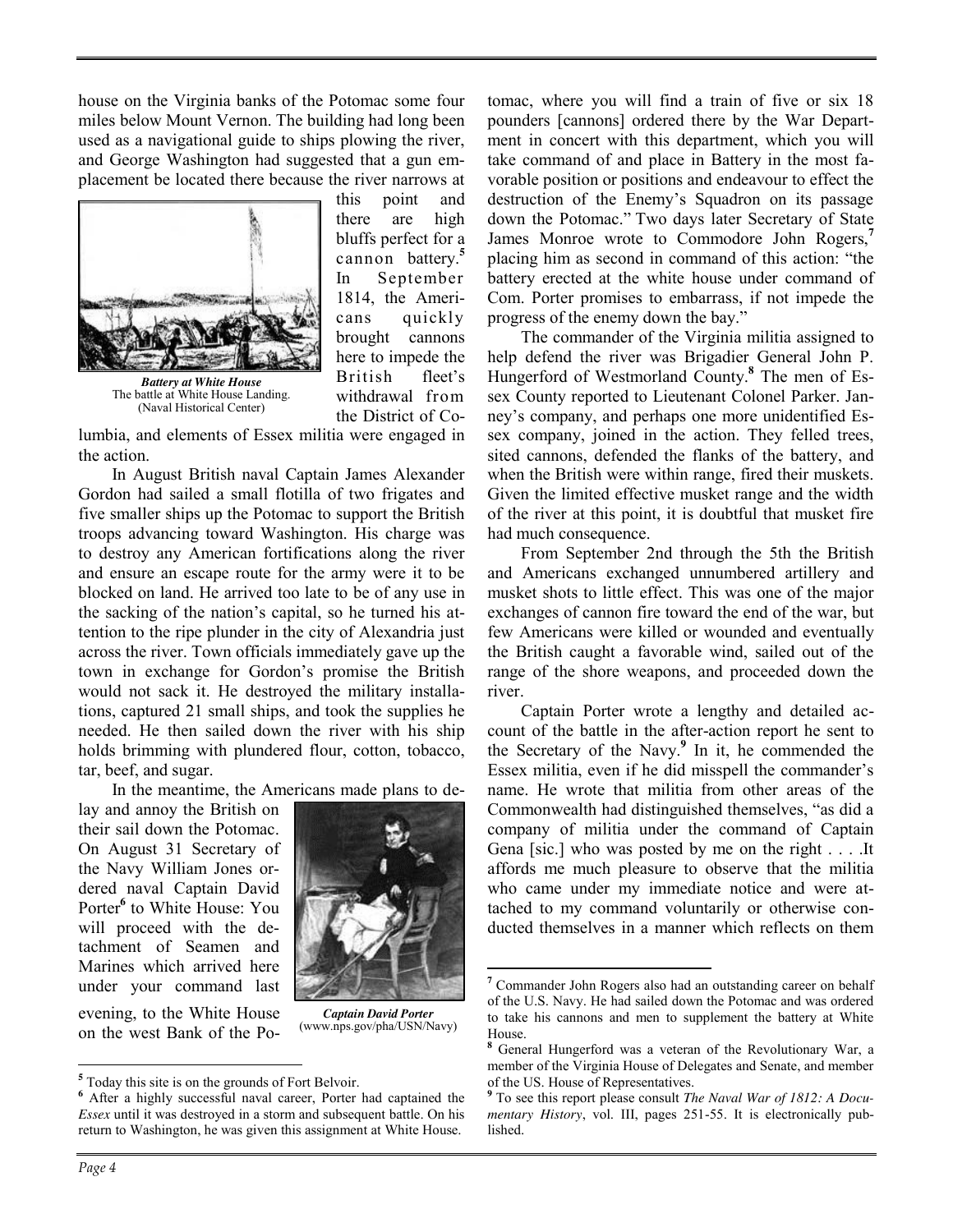house on the Virginia banks of the Potomac some four miles below Mount Vernon. The building had long been used as a navigational guide to ships plowing the river, and George Washington had suggested that a gun emplacement be located there because the river narrows at this point and there are high bluffs perfect for a cannon battery.[5] In September 1814, the Americans quickly brought cannons here to impede the British fleet's withdrawal from the District of Columbia, and elements of Essex militia were engaged in the action.

***Battery at White House***
The battle at White House Landing.
(Naval Historical Center)

In August British naval Captain James Alexander Gordon had sailed a small flotilla of two frigates and five smaller ships up the Potomac to support the British troops advancing toward Washington. His charge was to destroy any American fortifications along the river and ensure an escape route for the army were it to be blocked on land. He arrived too late to be of any use in the sacking of the nation's capital, so he turned his attention to the ripe plunder in the city of Alexandria just across the river. Town officials immediately gave up the town in exchange for Gordon's promise the British would not sack it. He destroyed the military installations, captured 21 small ships, and took the supplies he needed. He then sailed down the river with his ship holds brimming with plundered flour, cotton, tobacco, tar, beef, and sugar.

In the meantime, the Americans made plans to delay and annoy the British on their sail down the Potomac. On August 31 Secretary of the Navy William Jones ordered naval Captain David Porter[6] to White House: You will proceed with the detachment of Seamen and Marines which arrived here under your command last evening, to the White House on the west Bank of the Potomac, where you will find a train of five or six 18 pounders [cannons] ordered there by the War Department in concert with this department, which you will take command of and place in Battery in the most favorable position or positions and endeavour to effect the destruction of the Enemy's Squadron on its passage down the Potomac." Two days later Secretary of State James Monroe wrote to Commodore John Rogers,[7] placing him as second in command of this action: "the battery erected at the white house under command of Com. Porter promises to embarrass, if not impede the progress of the enemy down the bay."

***Captain David Porter***
(www.nps.gov/pha/USN/Navy)

The commander of the Virginia militia assigned to help defend the river was Brigadier General John P. Hungerford of Westmorland County.[8] The men of Essex County reported to Lieutenant Colonel Parker. Janney's company, and perhaps one more unidentified Essex company, joined in the action. They felled trees, sited cannons, defended the flanks of the battery, and when the British were within range, fired their muskets. Given the limited effective musket range and the width of the river at this point, it is doubtful that musket fire had much consequence.

From September 2nd through the 5th the British and Americans exchanged unnumbered artillery and musket shots to little effect. This was one of the major exchanges of cannon fire toward the end of the war, but few Americans were killed or wounded and eventually the British caught a favorable wind, sailed out of the range of the shore weapons, and proceeded down the river.

Captain Porter wrote a lengthy and detailed account of the battle in the after-action report he sent to the Secretary of the Navy.[9] In it, he commended the Essex militia, even if he did misspell the commander's name. He wrote that militia from other areas of the Commonwealth had distinguished themselves, "as did a company of militia under the command of Captain Gena [sic.] who was posted by me on the right . . . .It affords me much pleasure to observe that the militia who came under my immediate notice and were attached to my command voluntarily or otherwise conducted themselves in a manner which reflects on them

---

[5] Today this site is on the grounds of Fort Belvoir.

[6] After a highly successful naval career, Porter had captained the *Essex* until it was destroyed in a storm and subsequent battle. On his return to Washington, he was given this assignment at White House.

[7] Commander John Rogers also had an outstanding career on behalf of the U.S. Navy. He had sailed down the Potomac and was ordered to take his cannons and men to supplement the battery at White House.

[8] General Hungerford was a veteran of the Revolutionary War, a member of the Virginia House of Delegates and Senate, and member of the US. House of Representatives.

[9] To see this report please consult *The Naval War of 1812: A Documentary History*, vol. III, pages 251-55. It is electronically published.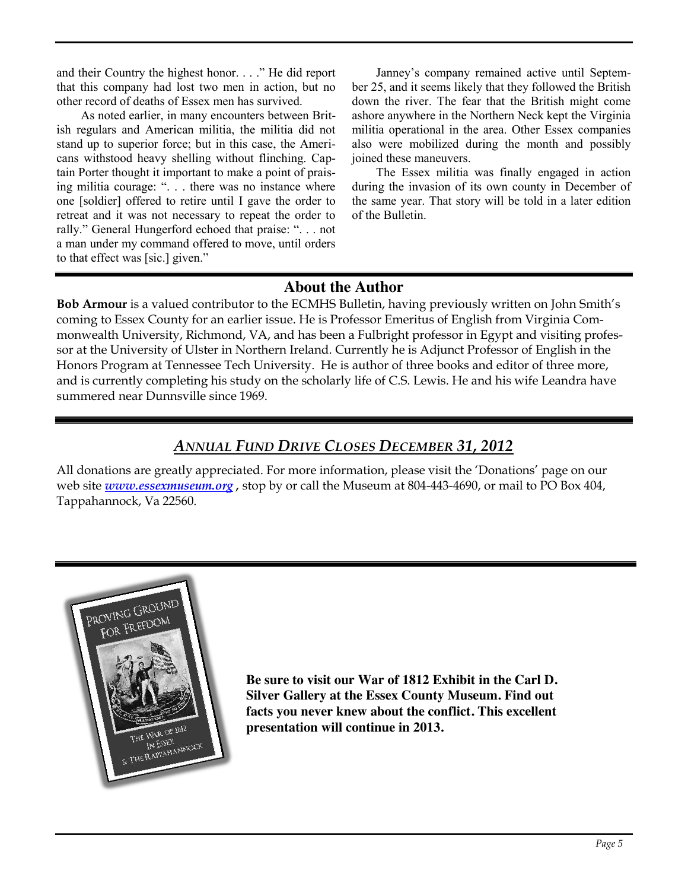and their Country the highest honor. . . ." He did report that this company had lost two men in action, but no other record of deaths of Essex men has survived.

As noted earlier, in many encounters between British regulars and American militia, the militia did not stand up to superior force; but in this case, the Americans withstood heavy shelling without flinching. Captain Porter thought it important to make a point of praising militia courage: ". . . there was no instance where one [soldier] offered to retire until I gave the order to retreat and it was not necessary to repeat the order to rally." General Hungerford echoed that praise: ". . . not a man under my command offered to move, until orders to that effect was [sic.] given."

Janney's company remained active until September 25, and it seems likely that they followed the British down the river. The fear that the British might come ashore anywhere in the Northern Neck kept the Virginia militia operational in the area. Other Essex companies also were mobilized during the month and possibly joined these maneuvers.

The Essex militia was finally engaged in action during the invasion of its own county in December of the same year. That story will be told in a later edition of the Bulletin.

## About the Author

**Bob Armour** is a valued contributor to the ECMHS Bulletin, having previously written on John Smith's coming to Essex County for an earlier issue. He is Professor Emeritus of English from Virginia Commonwealth University, Richmond, VA, and has been a Fulbright professor in Egypt and visiting professor at the University of Ulster in Northern Ireland. Currently he is Adjunct Professor of English in the Honors Program at Tennessee Tech University. He is author of three books and editor of three more, and is currently completing his study on the scholarly life of C.S. Lewis. He and his wife Leandra have summered near Dunnsville since 1969.

## *Annual Fund Drive Closes December 31, 2012*

All donations are greatly appreciated. For more information, please visit the 'Donations' page on our web site ***www.essexmuseum.org***, stop by or call the Museum at 804-443-4690, or mail to PO Box 404, Tappahannock, Va 22560.

PROVING GROUND FOR FREEDOM

THE WAR OF 1812 IN ESSEX & THE RAPPAHANNOCK

**Be sure to visit our War of 1812 Exhibit in the Carl D. Silver Gallery at the Essex County Museum. Find out facts you never knew about the conflict. This excellent presentation will continue in 2013.**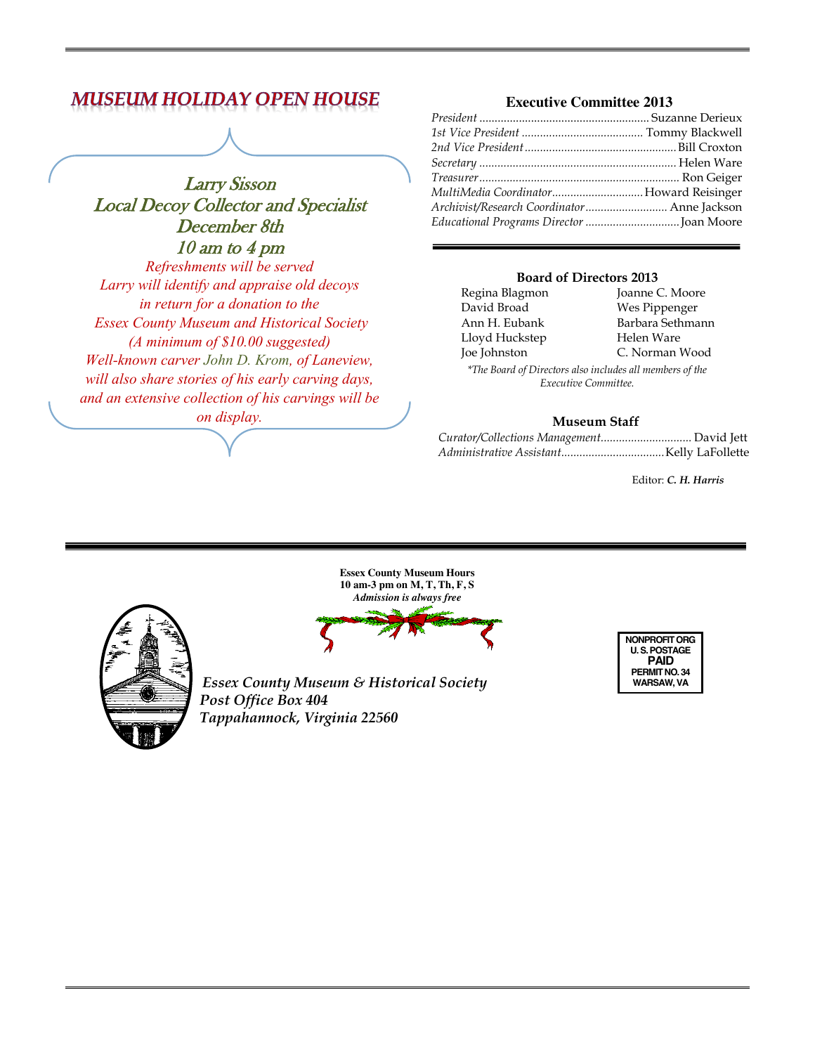# MUSEUM HOLIDAY OPEN HOUSE

*Larry Sisson*
*Local Decoy Collector and Specialist*
*December 8th*
*10 am to 4 pm*

*Refreshments will be served*
*Larry will identify and appraise old decoys in return for a donation to the Essex County Museum and Historical Society (A minimum of $10.00 suggested)*
*Well-known carver John D. Krom, of Laneview, will also share stories of his early carving days, and an extensive collection of his carvings will be on display.*

## Executive Committee 2013

*President* ........ Suzanne Derieux
*1st Vice President* ........ Tommy Blackwell
*2nd Vice President* ........ Bill Croxton
*Secretary* ........ Helen Ware
*Treasurer* ........ Ron Geiger
*MultiMedia Coordinator* ........ Howard Reisinger
*Archivist/Research Coordinator* ........ Anne Jackson
*Educational Programs Director* ........ Joan Moore

## Board of Directors 2013

| | |
|---|---|
| Regina Blagmon | Joanne C. Moore |
| David Broad | Wes Pippenger |
| Ann H. Eubank | Barbara Sethmann |
| Lloyd Huckstep | Helen Ware |
| Joe Johnston | C. Norman Wood |

*\*The Board of Directors also includes all members of the Executive Committee.*

## Museum Staff

*Curator/Collections Management* ........ David Jett
*Administrative Assistant* ........ Kelly LaFollette

Editor: ***C. H. Harris***

**Essex County Museum Hours**
**10 am-3 pm on M, T, Th, F, S**
***Admission is always free***

***Essex County Museum & Historical Society***
***Post Office Box 404***
***Tappahannock, Virginia 22560***

**NONPROFIT ORG**
**U. S. POSTAGE**
**PAID**
**PERMIT NO. 34**
**WARSAW, VA**